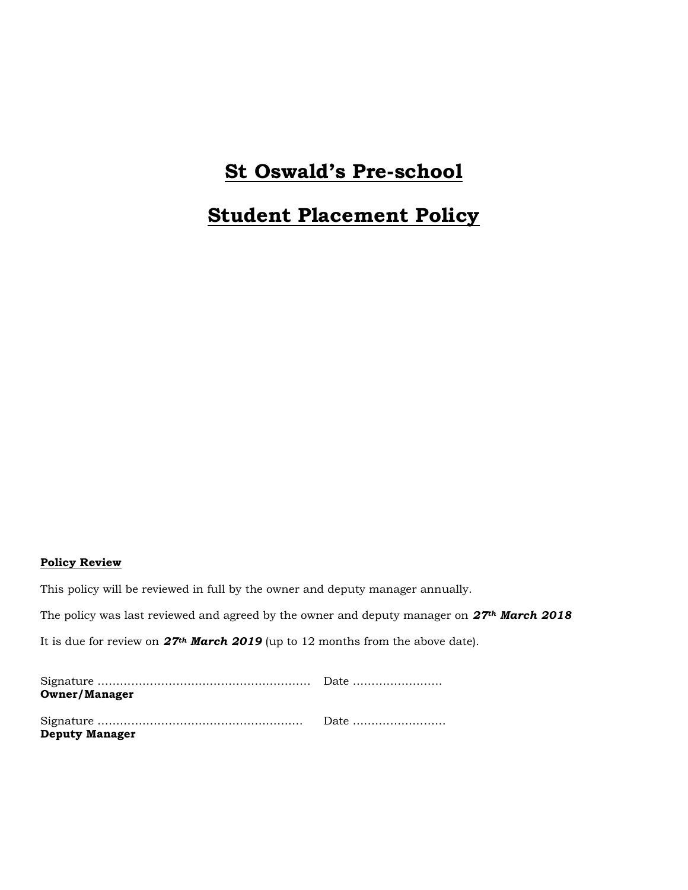# St Oswald's Pre-school

# Student Placement Policy

**Policy Review**

This policy will be reviewed in full by the owner and deputy manager annually.

The policy was last reviewed and agreed by the owner and deputy manager on ***27th March 2018***

It is due for review on ***27th March 2019*** (up to 12 months from the above date).

Signature ……………………………………………… Date ……………………
**Owner/Manager**

Signature ……………………………………………… Date ……………………
**Deputy Manager**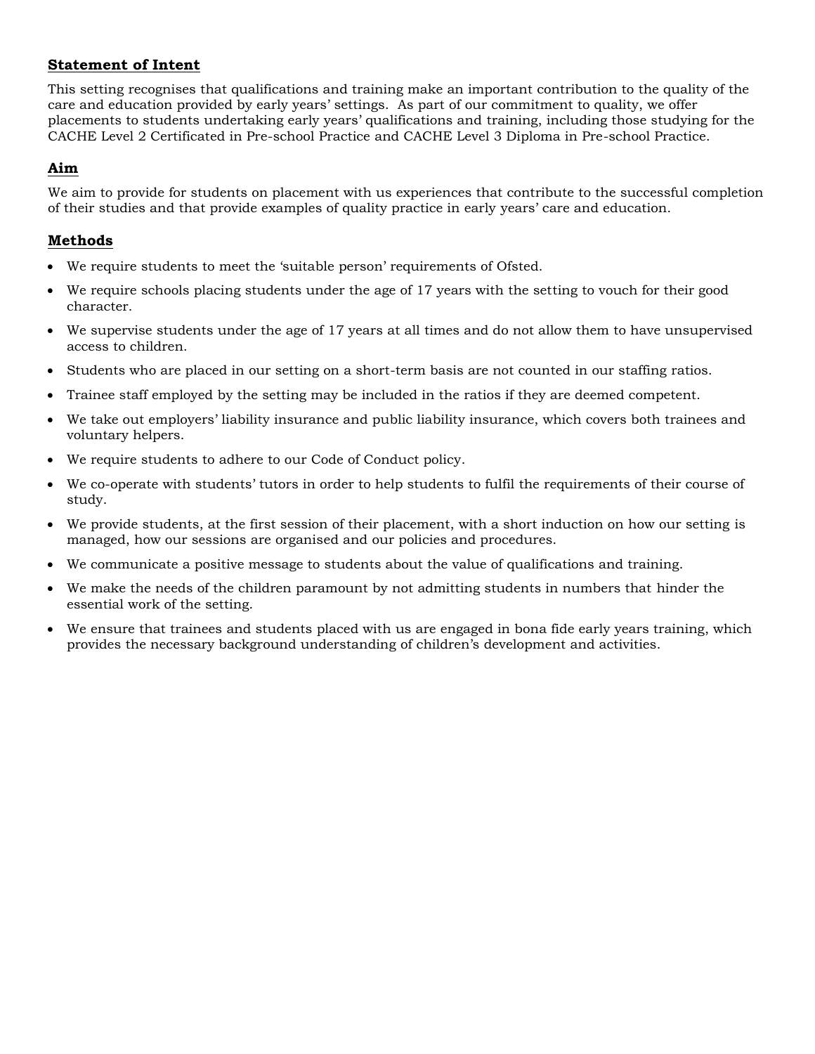## Statement of Intent

This setting recognises that qualifications and training make an important contribution to the quality of the care and education provided by early years' settings. As part of our commitment to quality, we offer placements to students undertaking early years' qualifications and training, including those studying for the CACHE Level 2 Certificated in Pre-school Practice and CACHE Level 3 Diploma in Pre-school Practice.

## Aim

We aim to provide for students on placement with us experiences that contribute to the successful completion of their studies and that provide examples of quality practice in early years' care and education.

## Methods

- We require students to meet the 'suitable person' requirements of Ofsted.
- We require schools placing students under the age of 17 years with the setting to vouch for their good character.
- We supervise students under the age of 17 years at all times and do not allow them to have unsupervised access to children.
- Students who are placed in our setting on a short-term basis are not counted in our staffing ratios.
- Trainee staff employed by the setting may be included in the ratios if they are deemed competent.
- We take out employers' liability insurance and public liability insurance, which covers both trainees and voluntary helpers.
- We require students to adhere to our Code of Conduct policy.
- We co-operate with students' tutors in order to help students to fulfil the requirements of their course of study.
- We provide students, at the first session of their placement, with a short induction on how our setting is managed, how our sessions are organised and our policies and procedures.
- We communicate a positive message to students about the value of qualifications and training.
- We make the needs of the children paramount by not admitting students in numbers that hinder the essential work of the setting.
- We ensure that trainees and students placed with us are engaged in bona fide early years training, which provides the necessary background understanding of children's development and activities.